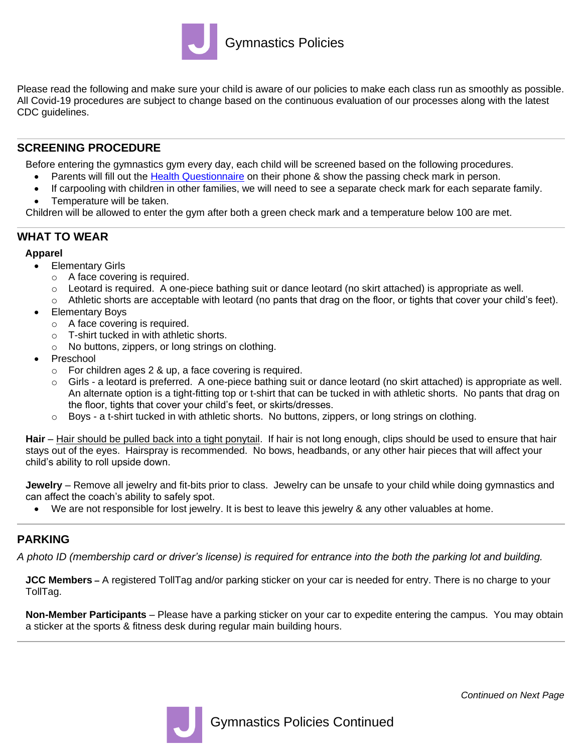# Gymnastics Policies

Please read the following and make sure your child is aware of our policies to make each class run as smoothly as possible. All Covid-19 procedures are subject to change based on the continuous evaluation of our processes along with the latest CDC guidelines.

## SCREENING PROCEDURE

Before entering the gymnastics gym every day, each child will be screened based on the following procedures.

- Parents will fill out the Health Questionnaire on their phone & show the passing check mark in person.
- If carpooling with children in other families, we will need to see a separate check mark for each separate family.
- Temperature will be taken.

Children will be allowed to enter the gym after both a green check mark and a temperature below 100 are met.

## WHAT TO WEAR

**Apparel**

- Elementary Girls
  - A face covering is required.
  - Leotard is required. A one-piece bathing suit or dance leotard (no skirt attached) is appropriate as well.
  - Athletic shorts are acceptable with leotard (no pants that drag on the floor, or tights that cover your child's feet).
- Elementary Boys
  - A face covering is required.
  - T-shirt tucked in with athletic shorts.
  - No buttons, zippers, or long strings on clothing.
- Preschool
  - For children ages 2 & up, a face covering is required.
  - Girls - a leotard is preferred. A one-piece bathing suit or dance leotard (no skirt attached) is appropriate as well. An alternate option is a tight-fitting top or t-shirt that can be tucked in with athletic shorts. No pants that drag on the floor, tights that cover your child's feet, or skirts/dresses.
  - Boys - a t-shirt tucked in with athletic shorts. No buttons, zippers, or long strings on clothing.

**Hair** – Hair should be pulled back into a tight ponytail. If hair is not long enough, clips should be used to ensure that hair stays out of the eyes. Hairspray is recommended. No bows, headbands, or any other hair pieces that will affect your child's ability to roll upside down.

**Jewelry** – Remove all jewelry and fit-bits prior to class. Jewelry can be unsafe to your child while doing gymnastics and can affect the coach's ability to safely spot.

- We are not responsible for lost jewelry. It is best to leave this jewelry & any other valuables at home.

## PARKING

*A photo ID (membership card or driver's license) is required for entrance into the both the parking lot and building.*

**JCC Members –** A registered TollTag and/or parking sticker on your car is needed for entry. There is no charge to your TollTag.

**Non-Member Participants** – Please have a parking sticker on your car to expedite entering the campus. You may obtain a sticker at the sports & fitness desk during regular main building hours.

*Continued on Next Page*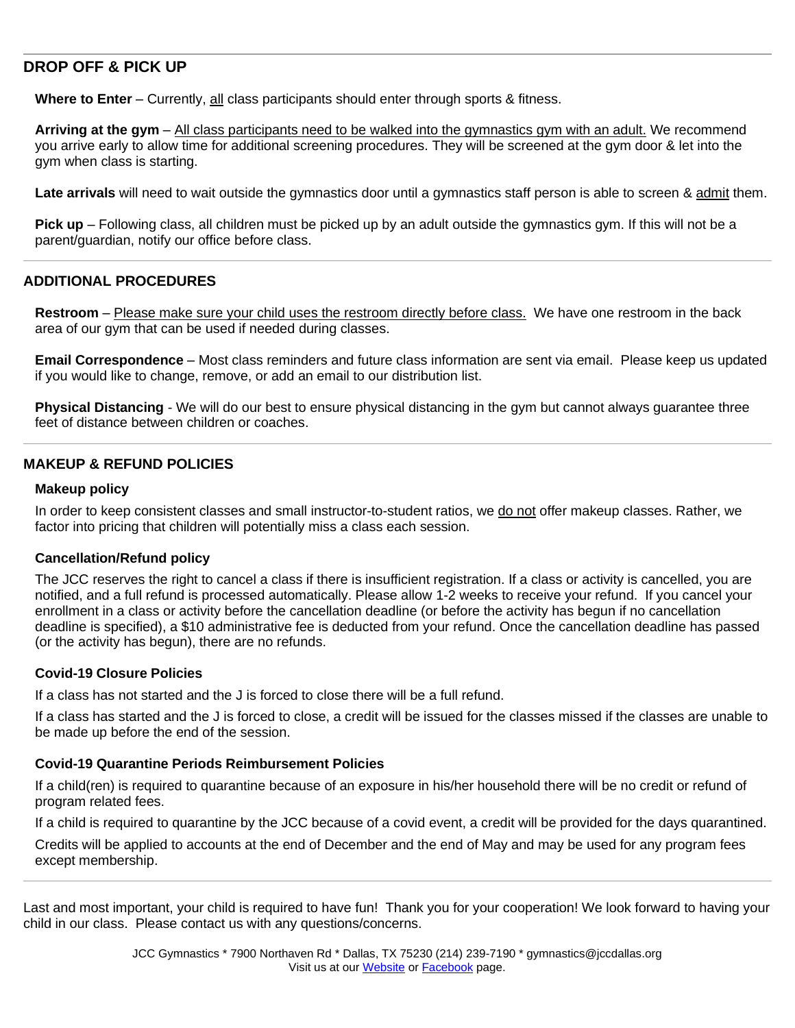## DROP OFF & PICK UP

**Where to Enter** – Currently, all class participants should enter through sports & fitness.

**Arriving at the gym** – All class participants need to be walked into the gymnastics gym with an adult. We recommend you arrive early to allow time for additional screening procedures. They will be screened at the gym door & let into the gym when class is starting.

**Late arrivals** will need to wait outside the gymnastics door until a gymnastics staff person is able to screen & admit them.

**Pick up** – Following class, all children must be picked up by an adult outside the gymnastics gym. If this will not be a parent/guardian, notify our office before class.

---

## ADDITIONAL PROCEDURES

**Restroom** – Please make sure your child uses the restroom directly before class. We have one restroom in the back area of our gym that can be used if needed during classes.

**Email Correspondence** – Most class reminders and future class information are sent via email. Please keep us updated if you would like to change, remove, or add an email to our distribution list.

**Physical Distancing** - We will do our best to ensure physical distancing in the gym but cannot always guarantee three feet of distance between children or coaches.

---

## MAKEUP & REFUND POLICIES

### Makeup policy

In order to keep consistent classes and small instructor-to-student ratios, we do not offer makeup classes. Rather, we factor into pricing that children will potentially miss a class each session.

### Cancellation/Refund policy

The JCC reserves the right to cancel a class if there is insufficient registration. If a class or activity is cancelled, you are notified, and a full refund is processed automatically. Please allow 1-2 weeks to receive your refund. If you cancel your enrollment in a class or activity before the cancellation deadline (or before the activity has begun if no cancellation deadline is specified), a $10 administrative fee is deducted from your refund. Once the cancellation deadline has passed (or the activity has begun), there are no refunds.

### Covid-19 Closure Policies

If a class has not started and the J is forced to close there will be a full refund.

If a class has started and the J is forced to close, a credit will be issued for the classes missed if the classes are unable to be made up before the end of the session.

### Covid-19 Quarantine Periods Reimbursement Policies

If a child(ren) is required to quarantine because of an exposure in his/her household there will be no credit or refund of program related fees.

If a child is required to quarantine by the JCC because of a covid event, a credit will be provided for the days quarantined.

Credits will be applied to accounts at the end of December and the end of May and may be used for any program fees except membership.

---

Last and most important, your child is required to have fun! Thank you for your cooperation! We look forward to having your child in our class. Please contact us with any questions/concerns.

JCC Gymnastics * 7900 Northaven Rd * Dallas, TX 75230 (214) 239-7190 * gymnastics@jccdallas.org
Visit us at our Website or Facebook page.